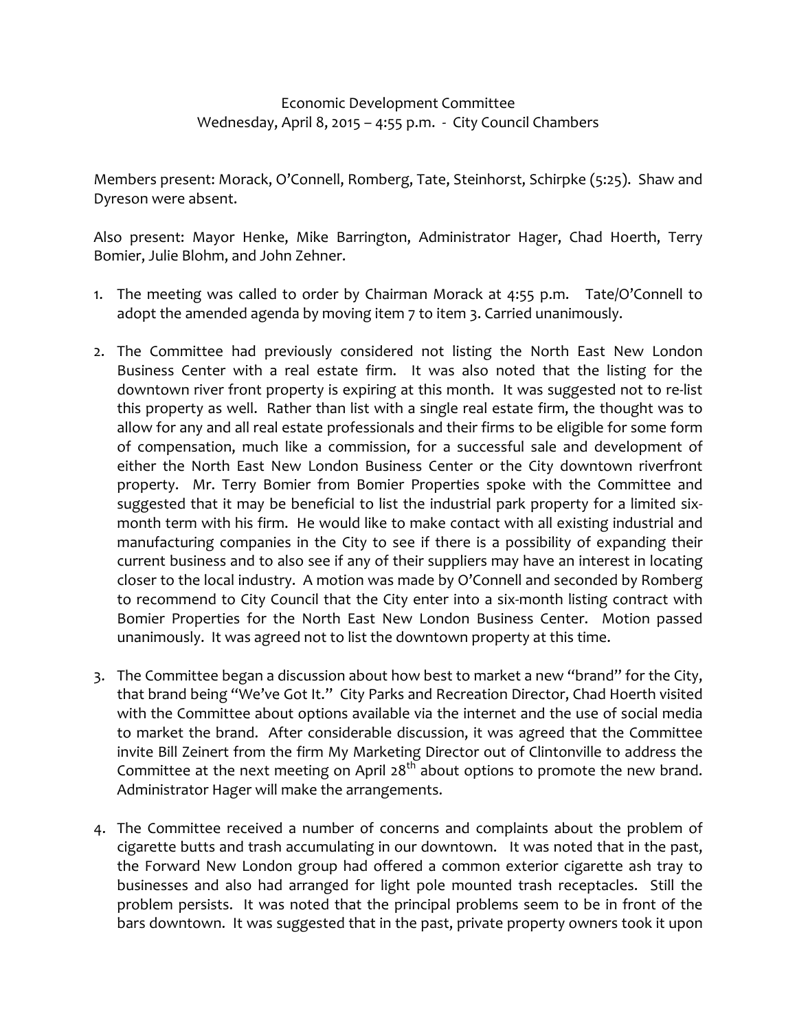Economic Development Committee
Wednesday, April 8, 2015 – 4:55 p.m. - City Council Chambers

Members present: Morack, O'Connell, Romberg, Tate, Steinhorst, Schirpke (5:25). Shaw and Dyreson were absent.

Also present: Mayor Henke, Mike Barrington, Administrator Hager, Chad Hoerth, Terry Bomier, Julie Blohm, and John Zehner.

1. The meeting was called to order by Chairman Morack at 4:55 p.m. Tate/O'Connell to adopt the amended agenda by moving item 7 to item 3. Carried unanimously.

2. The Committee had previously considered not listing the North East New London Business Center with a real estate firm. It was also noted that the listing for the downtown river front property is expiring at this month. It was suggested not to re-list this property as well. Rather than list with a single real estate firm, the thought was to allow for any and all real estate professionals and their firms to be eligible for some form of compensation, much like a commission, for a successful sale and development of either the North East New London Business Center or the City downtown riverfront property. Mr. Terry Bomier from Bomier Properties spoke with the Committee and suggested that it may be beneficial to list the industrial park property for a limited six-month term with his firm. He would like to make contact with all existing industrial and manufacturing companies in the City to see if there is a possibility of expanding their current business and to also see if any of their suppliers may have an interest in locating closer to the local industry. A motion was made by O'Connell and seconded by Romberg to recommend to City Council that the City enter into a six-month listing contract with Bomier Properties for the North East New London Business Center. Motion passed unanimously. It was agreed not to list the downtown property at this time.

3. The Committee began a discussion about how best to market a new "brand" for the City, that brand being "We've Got It." City Parks and Recreation Director, Chad Hoerth visited with the Committee about options available via the internet and the use of social media to market the brand. After considerable discussion, it was agreed that the Committee invite Bill Zeinert from the firm My Marketing Director out of Clintonville to address the Committee at the next meeting on April 28th about options to promote the new brand. Administrator Hager will make the arrangements.

4. The Committee received a number of concerns and complaints about the problem of cigarette butts and trash accumulating in our downtown. It was noted that in the past, the Forward New London group had offered a common exterior cigarette ash tray to businesses and also had arranged for light pole mounted trash receptacles. Still the problem persists. It was noted that the principal problems seem to be in front of the bars downtown. It was suggested that in the past, private property owners took it upon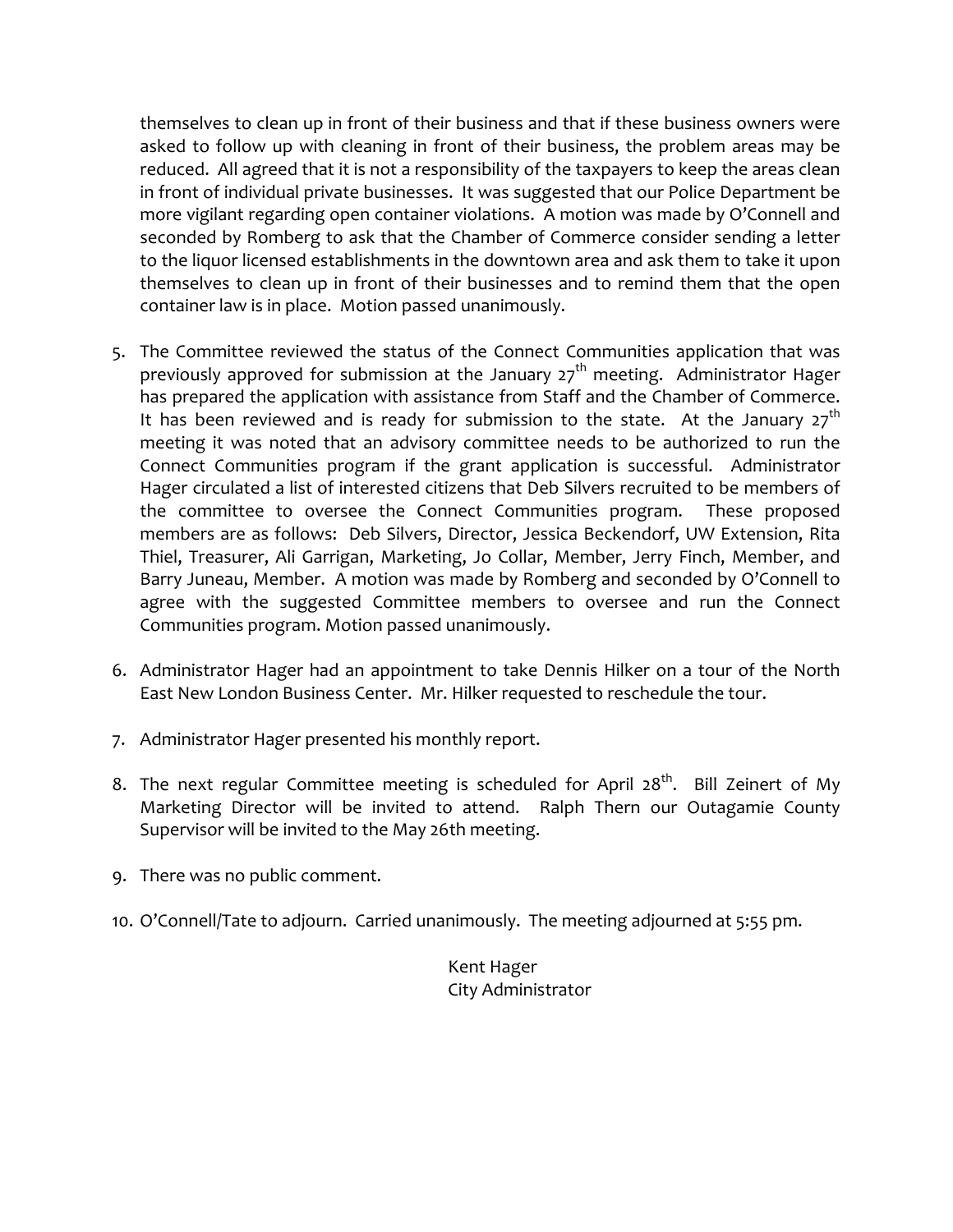themselves to clean up in front of their business and that if these business owners were asked to follow up with cleaning in front of their business, the problem areas may be reduced. All agreed that it is not a responsibility of the taxpayers to keep the areas clean in front of individual private businesses. It was suggested that our Police Department be more vigilant regarding open container violations. A motion was made by O'Connell and seconded by Romberg to ask that the Chamber of Commerce consider sending a letter to the liquor licensed establishments in the downtown area and ask them to take it upon themselves to clean up in front of their businesses and to remind them that the open container law is in place. Motion passed unanimously.

5. The Committee reviewed the status of the Connect Communities application that was previously approved for submission at the January 27th meeting. Administrator Hager has prepared the application with assistance from Staff and the Chamber of Commerce. It has been reviewed and is ready for submission to the state. At the January 27th meeting it was noted that an advisory committee needs to be authorized to run the Connect Communities program if the grant application is successful. Administrator Hager circulated a list of interested citizens that Deb Silvers recruited to be members of the committee to oversee the Connect Communities program. These proposed members are as follows: Deb Silvers, Director, Jessica Beckendorf, UW Extension, Rita Thiel, Treasurer, Ali Garrigan, Marketing, Jo Collar, Member, Jerry Finch, Member, and Barry Juneau, Member. A motion was made by Romberg and seconded by O'Connell to agree with the suggested Committee members to oversee and run the Connect Communities program. Motion passed unanimously.

6. Administrator Hager had an appointment to take Dennis Hilker on a tour of the North East New London Business Center. Mr. Hilker requested to reschedule the tour.

7. Administrator Hager presented his monthly report.

8. The next regular Committee meeting is scheduled for April 28th. Bill Zeinert of My Marketing Director will be invited to attend. Ralph Thern our Outagamie County Supervisor will be invited to the May 26th meeting.

9. There was no public comment.

10. O'Connell/Tate to adjourn. Carried unanimously. The meeting adjourned at 5:55 pm.

Kent Hager
City Administrator